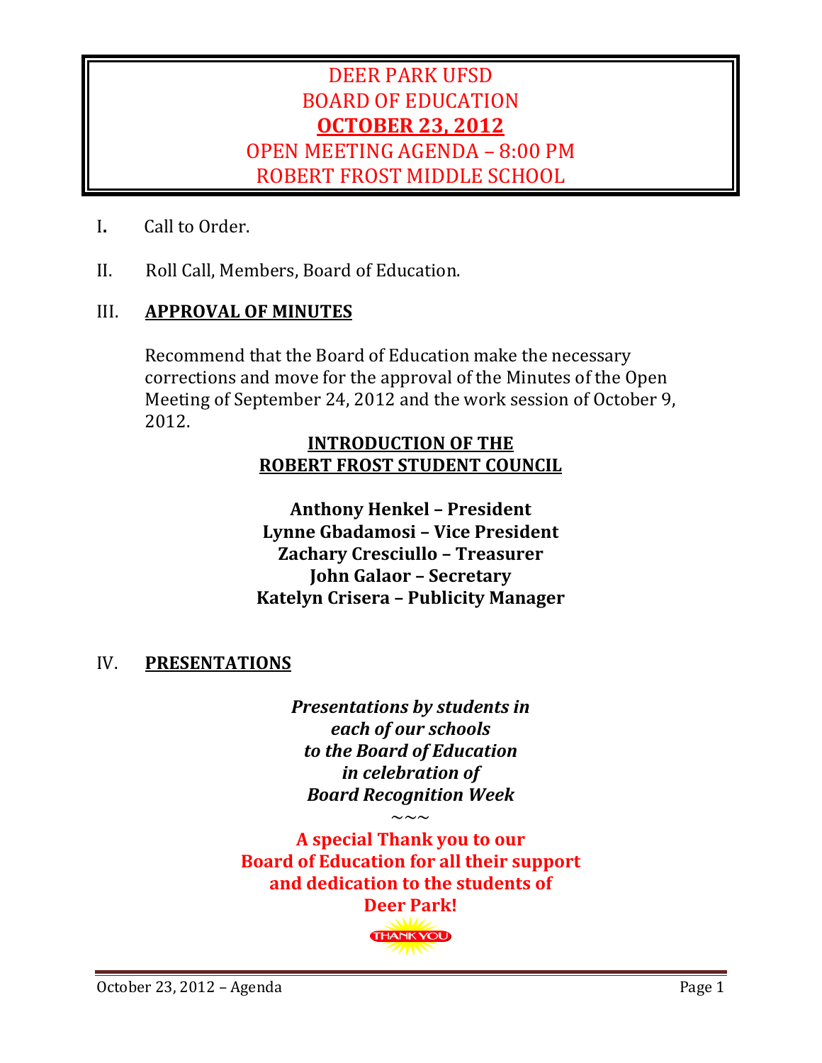# DEER PARK UFSD
# BOARD OF EDUCATION
# OCTOBER 23, 2012
# OPEN MEETING AGENDA – 8:00 PM
# ROBERT FROST MIDDLE SCHOOL

I. Call to Order.

II. Roll Call, Members, Board of Education.

## III. APPROVAL OF MINUTES

Recommend that the Board of Education make the necessary corrections and move for the approval of the Minutes of the Open Meeting of September 24, 2012 and the work session of October 9, 2012.

**INTRODUCTION OF THE ROBERT FROST STUDENT COUNCIL**

**Anthony Henkel – President**
**Lynne Gbadamosi – Vice President**
**Zachary Cresciullo – Treasurer**
**John Galaor – Secretary**
**Katelyn Crisera – Publicity Manager**

## IV. PRESENTATIONS

***Presentations by students in each of our schools to the Board of Education in celebration of Board Recognition Week***

~~~

**A special Thank you to our Board of Education for all their support and dedication to the students of Deer Park!**

THANK YOU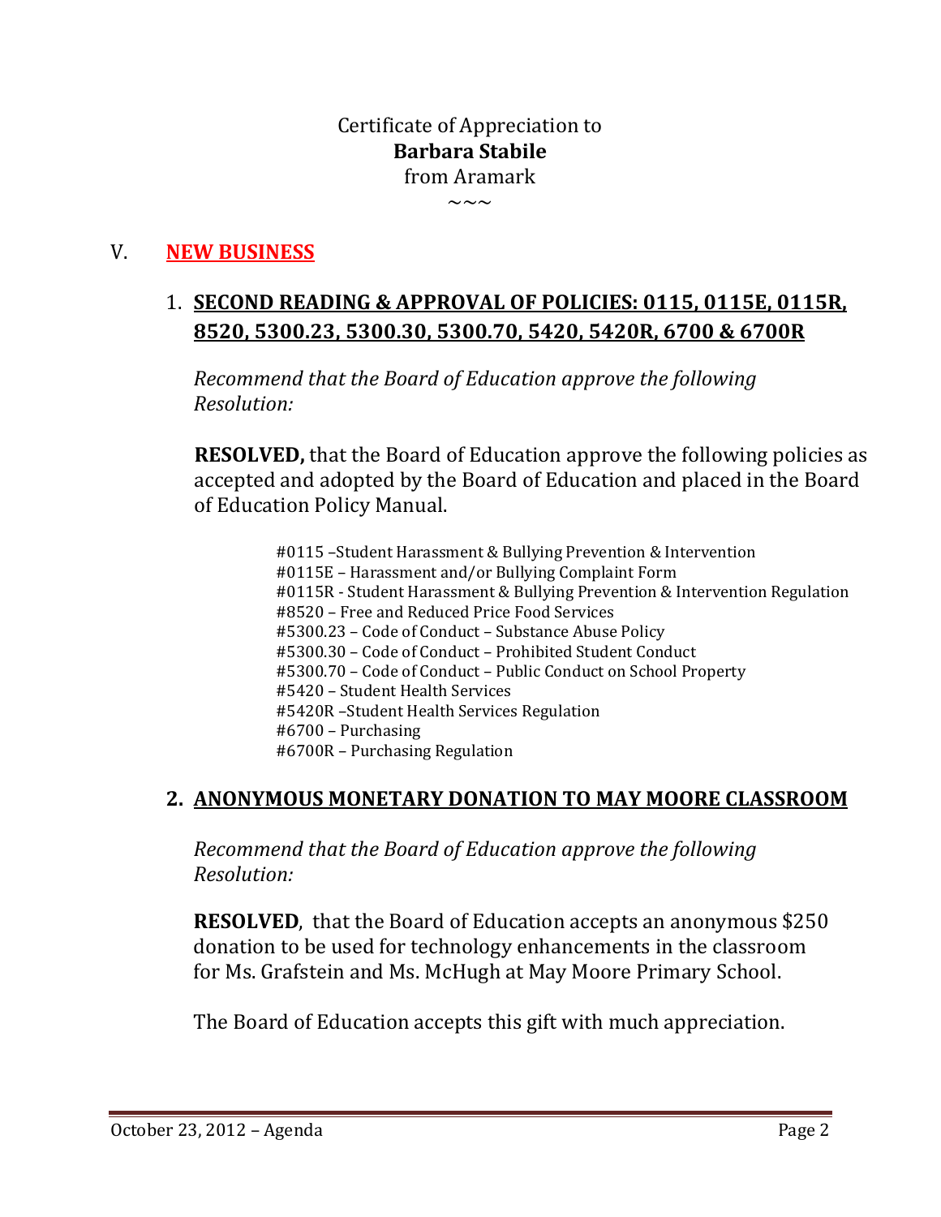Certificate of Appreciation to
**Barbara Stabile**
from Aramark
~~~

## V. NEW BUSINESS

### 1. SECOND READING & APPROVAL OF POLICIES: 0115, 0115E, 0115R, 8520, 5300.23, 5300.30, 5300.70, 5420, 5420R, 6700 & 6700R

*Recommend that the Board of Education approve the following Resolution:*

**RESOLVED,** that the Board of Education approve the following policies as accepted and adopted by the Board of Education and placed in the Board of Education Policy Manual.

#0115 –Student Harassment & Bullying Prevention & Intervention
#0115E – Harassment and/or Bullying Complaint Form
#0115R - Student Harassment & Bullying Prevention & Intervention Regulation
#8520 – Free and Reduced Price Food Services
#5300.23 – Code of Conduct – Substance Abuse Policy
#5300.30 – Code of Conduct – Prohibited Student Conduct
#5300.70 – Code of Conduct – Public Conduct on School Property
#5420 – Student Health Services
#5420R –Student Health Services Regulation
#6700 – Purchasing
#6700R – Purchasing Regulation

### 2. ANONYMOUS MONETARY DONATION TO MAY MOORE CLASSROOM

*Recommend that the Board of Education approve the following Resolution:*

**RESOLVED**, that the Board of Education accepts an anonymous $250 donation to be used for technology enhancements in the classroom for Ms. Grafstein and Ms. McHugh at May Moore Primary School.

The Board of Education accepts this gift with much appreciation.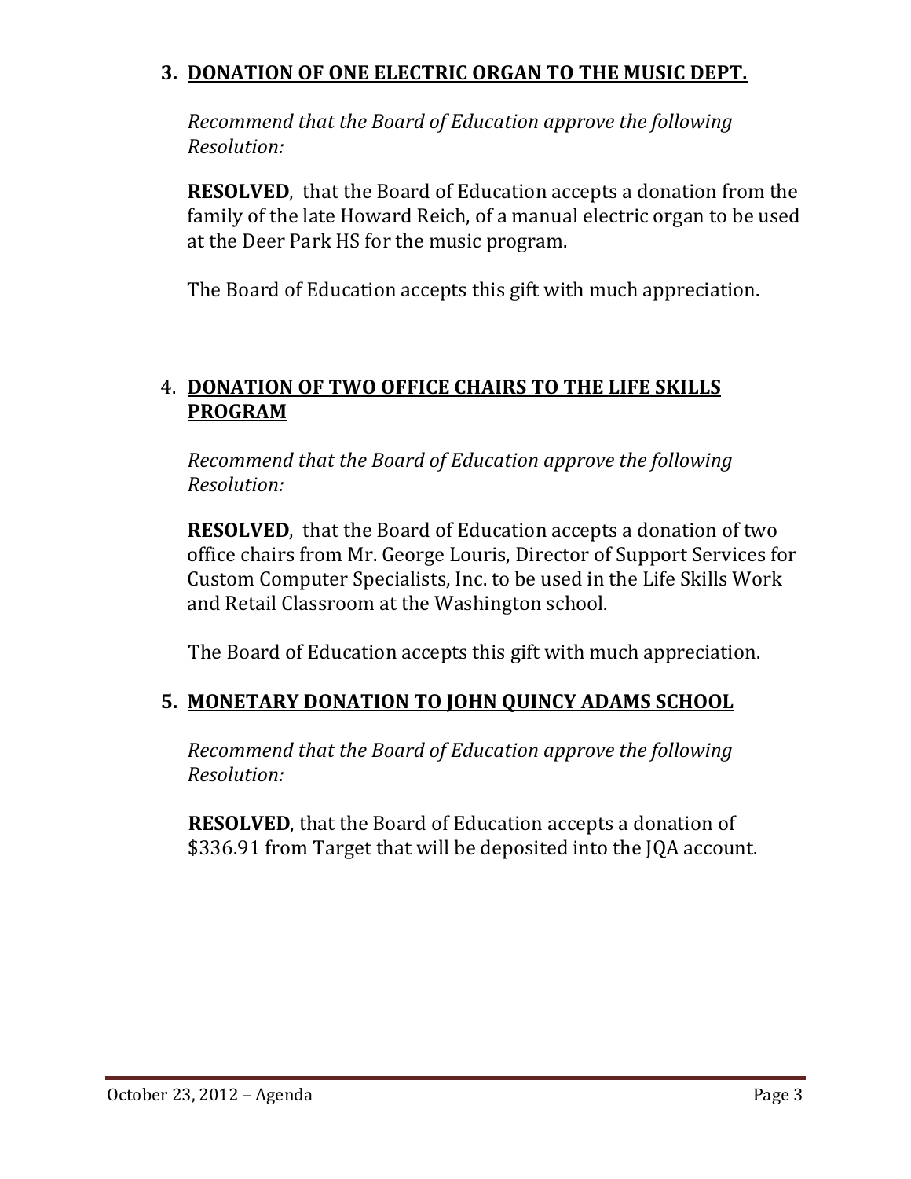## 3. DONATION OF ONE ELECTRIC ORGAN TO THE MUSIC DEPT.

*Recommend that the Board of Education approve the following Resolution:*

**RESOLVED**, that the Board of Education accepts a donation from the family of the late Howard Reich, of a manual electric organ to be used at the Deer Park HS for the music program.

The Board of Education accepts this gift with much appreciation.

## 4. DONATION OF TWO OFFICE CHAIRS TO THE LIFE SKILLS PROGRAM

*Recommend that the Board of Education approve the following Resolution:*

**RESOLVED**, that the Board of Education accepts a donation of two office chairs from Mr. George Louris, Director of Support Services for Custom Computer Specialists, Inc. to be used in the Life Skills Work and Retail Classroom at the Washington school.

The Board of Education accepts this gift with much appreciation.

## 5. MONETARY DONATION TO JOHN QUINCY ADAMS SCHOOL

*Recommend that the Board of Education approve the following Resolution:*

**RESOLVED**, that the Board of Education accepts a donation of $336.91 from Target that will be deposited into the JQA account.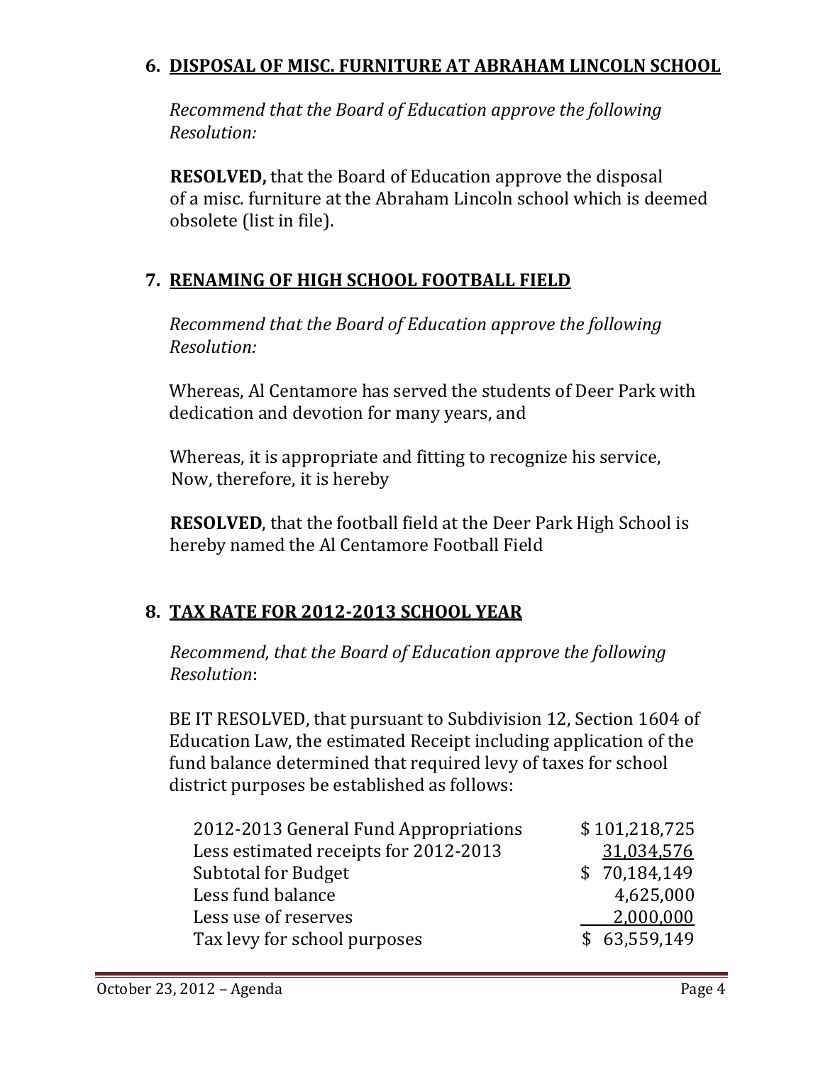## 6. DISPOSAL OF MISC. FURNITURE AT ABRAHAM LINCOLN SCHOOL

*Recommend that the Board of Education approve the following Resolution:*

**RESOLVED,** that the Board of Education approve the disposal of a misc. furniture at the Abraham Lincoln school which is deemed obsolete (list in file).

## 7. RENAMING OF HIGH SCHOOL FOOTBALL FIELD

*Recommend that the Board of Education approve the following Resolution:*

Whereas, Al Centamore has served the students of Deer Park with dedication and devotion for many years, and

Whereas, it is appropriate and fitting to recognize his service, Now, therefore, it is hereby

**RESOLVED**, that the football field at the Deer Park High School is hereby named the Al Centamore Football Field

## 8. TAX RATE FOR 2012-2013 SCHOOL YEAR

*Recommend, that the Board of Education approve the following Resolution*:

BE IT RESOLVED, that pursuant to Subdivision 12, Section 1604 of Education Law, the estimated Receipt including application of the fund balance determined that required levy of taxes for school district purposes be established as follows:

| | |
|---|---|
| 2012-2013 General Fund Appropriations | $ 101,218,725 |
| Less estimated receipts for 2012-2013 | 31,034,576 |
| Subtotal for Budget | $ 70,184,149 |
| Less fund balance | 4,625,000 |
| Less use of reserves | 2,000,000 |
| Tax levy for school purposes | $ 63,559,149 |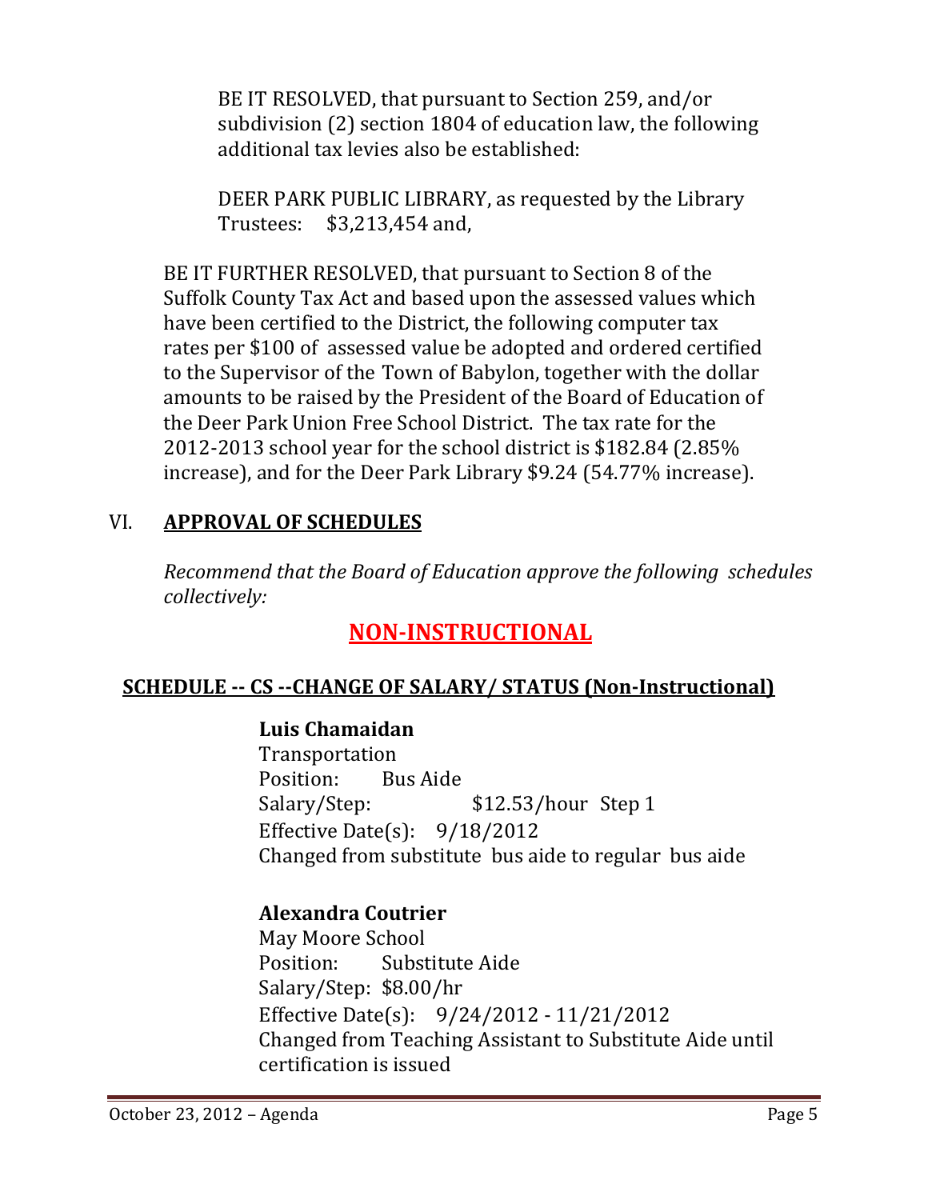BE IT RESOLVED, that pursuant to Section 259, and/or subdivision (2) section 1804 of education law, the following additional tax levies also be established:

DEER PARK PUBLIC LIBRARY, as requested by the Library Trustees: $3,213,454 and,

BE IT FURTHER RESOLVED, that pursuant to Section 8 of the Suffolk County Tax Act and based upon the assessed values which have been certified to the District, the following computer tax rates per $100 of assessed value be adopted and ordered certified to the Supervisor of the Town of Babylon, together with the dollar amounts to be raised by the President of the Board of Education of the Deer Park Union Free School District. The tax rate for the 2012-2013 school year for the school district is $182.84 (2.85% increase), and for the Deer Park Library $9.24 (54.77% increase).

## VI. APPROVAL OF SCHEDULES

*Recommend that the Board of Education approve the following schedules collectively:*

## NON-INSTRUCTIONAL

### SCHEDULE -- CS --CHANGE OF SALARY/ STATUS (Non-Instructional)

**Luis Chamaidan**
Transportation
Position: Bus Aide
Salary/Step: $12.53/hour Step 1
Effective Date(s): 9/18/2012
Changed from substitute bus aide to regular bus aide

**Alexandra Coutrier**
May Moore School
Position: Substitute Aide
Salary/Step: $8.00/hr
Effective Date(s): 9/24/2012 - 11/21/2012
Changed from Teaching Assistant to Substitute Aide until certification is issued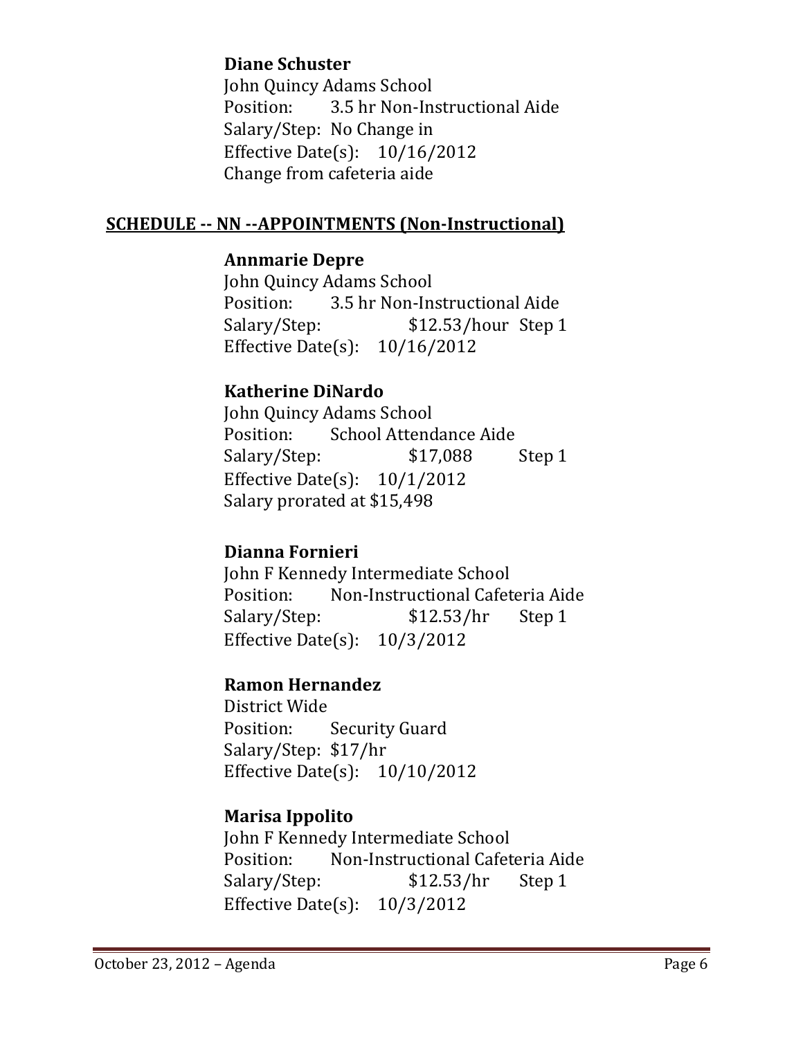**Diane Schuster**
John Quincy Adams School
Position: 3.5 hr Non-Instructional Aide
Salary/Step: No Change in
Effective Date(s): 10/16/2012
Change from cafeteria aide

## SCHEDULE -- NN --APPOINTMENTS (Non-Instructional)

**Annmarie Depre**
John Quincy Adams School
Position: 3.5 hr Non-Instructional Aide
Salary/Step: $12.53/hour Step 1
Effective Date(s): 10/16/2012

**Katherine DiNardo**
John Quincy Adams School
Position: School Attendance Aide
Salary/Step: $17,088 Step 1
Effective Date(s): 10/1/2012
Salary prorated at $15,498

**Dianna Fornieri**
John F Kennedy Intermediate School
Position: Non-Instructional Cafeteria Aide
Salary/Step: $12.53/hr Step 1
Effective Date(s): 10/3/2012

**Ramon Hernandez**
District Wide
Position: Security Guard
Salary/Step: $17/hr
Effective Date(s): 10/10/2012

**Marisa Ippolito**
John F Kennedy Intermediate School
Position: Non-Instructional Cafeteria Aide
Salary/Step: $12.53/hr Step 1
Effective Date(s): 10/3/2012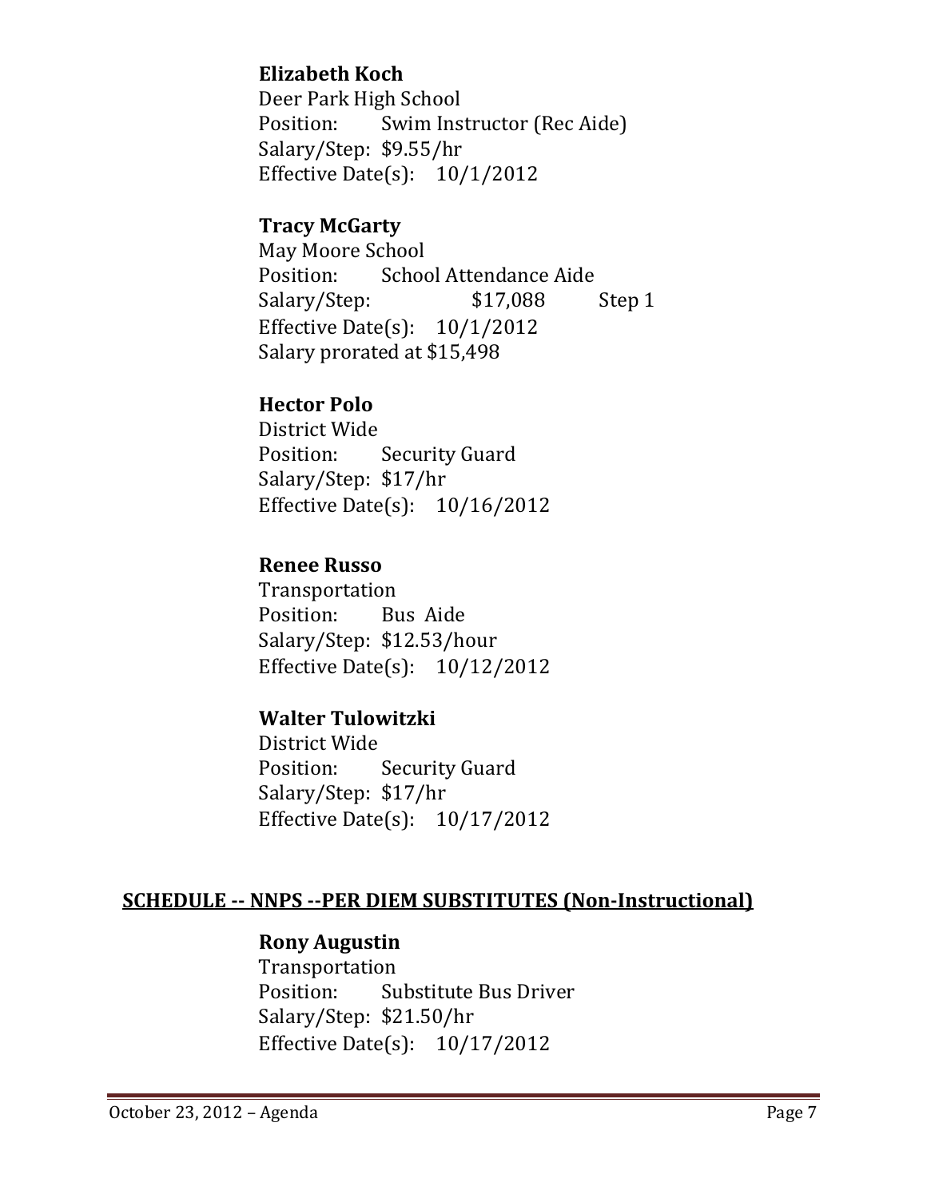**Elizabeth Koch**
Deer Park High School
Position: Swim Instructor (Rec Aide)
Salary/Step: $9.55/hr
Effective Date(s): 10/1/2012

**Tracy McGarty**
May Moore School
Position: School Attendance Aide
Salary/Step: $17,088 Step 1
Effective Date(s): 10/1/2012
Salary prorated at $15,498

**Hector Polo**
District Wide
Position: Security Guard
Salary/Step: $17/hr
Effective Date(s): 10/16/2012

**Renee Russo**
Transportation
Position: Bus Aide
Salary/Step: $12.53/hour
Effective Date(s): 10/12/2012

**Walter Tulowitzki**
District Wide
Position: Security Guard
Salary/Step: $17/hr
Effective Date(s): 10/17/2012

## SCHEDULE -- NNPS --PER DIEM SUBSTITUTES (Non-Instructional)

**Rony Augustin**
Transportation
Position: Substitute Bus Driver
Salary/Step: $21.50/hr
Effective Date(s): 10/17/2012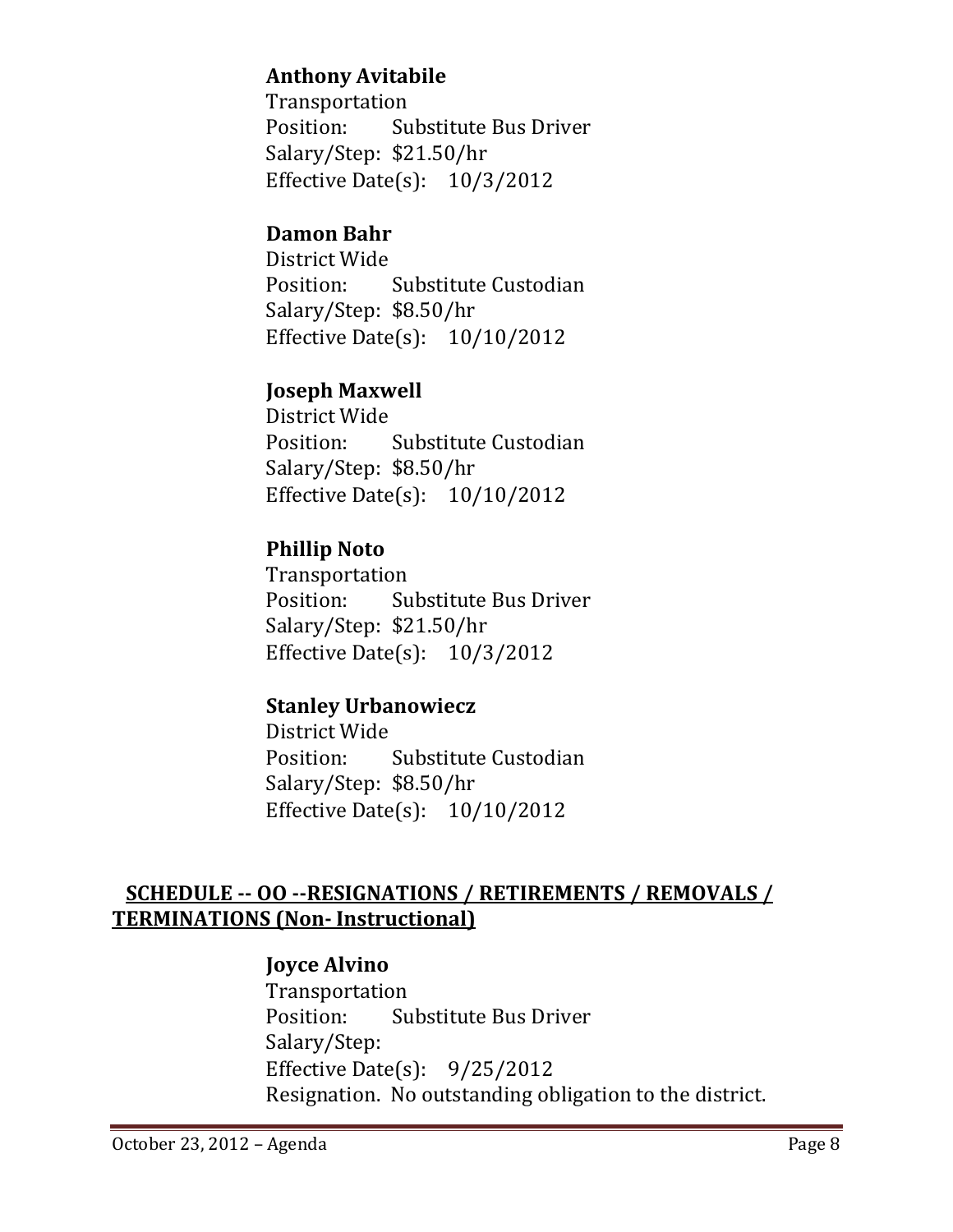**Anthony Avitabile**
Transportation
Position: Substitute Bus Driver
Salary/Step: $21.50/hr
Effective Date(s): 10/3/2012

**Damon Bahr**
District Wide
Position: Substitute Custodian
Salary/Step: $8.50/hr
Effective Date(s): 10/10/2012

**Joseph Maxwell**
District Wide
Position: Substitute Custodian
Salary/Step: $8.50/hr
Effective Date(s): 10/10/2012

**Phillip Noto**
Transportation
Position: Substitute Bus Driver
Salary/Step: $21.50/hr
Effective Date(s): 10/3/2012

**Stanley Urbanowiecz**
District Wide
Position: Substitute Custodian
Salary/Step: $8.50/hr
Effective Date(s): 10/10/2012

## SCHEDULE -- OO --RESIGNATIONS / RETIREMENTS / REMOVALS / TERMINATIONS (Non- Instructional)

**Joyce Alvino**
Transportation
Position: Substitute Bus Driver
Salary/Step:
Effective Date(s): 9/25/2012
Resignation. No outstanding obligation to the district.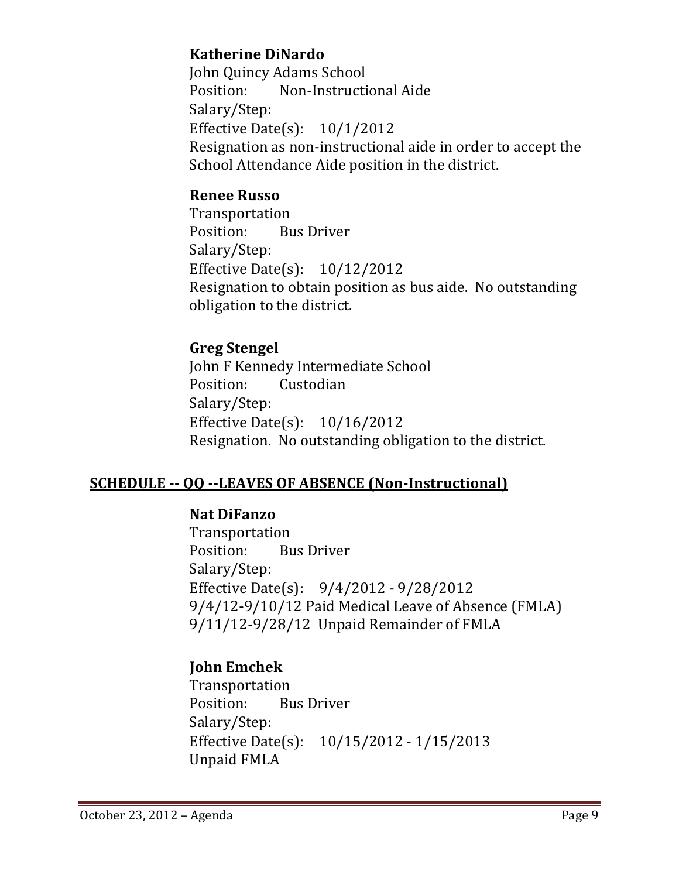**Katherine DiNardo**
John Quincy Adams School
Position: Non-Instructional Aide
Salary/Step:
Effective Date(s): 10/1/2012
Resignation as non-instructional aide in order to accept the School Attendance Aide position in the district.

**Renee Russo**
Transportation
Position: Bus Driver
Salary/Step:
Effective Date(s): 10/12/2012
Resignation to obtain position as bus aide. No outstanding obligation to the district.

**Greg Stengel**
John F Kennedy Intermediate School
Position: Custodian
Salary/Step:
Effective Date(s): 10/16/2012
Resignation. No outstanding obligation to the district.

## SCHEDULE -- QQ --LEAVES OF ABSENCE (Non-Instructional)

**Nat DiFanzo**
Transportation
Position: Bus Driver
Salary/Step:
Effective Date(s): 9/4/2012 - 9/28/2012
9/4/12-9/10/12 Paid Medical Leave of Absence (FMLA)
9/11/12-9/28/12 Unpaid Remainder of FMLA

**John Emchek**
Transportation
Position: Bus Driver
Salary/Step:
Effective Date(s): 10/15/2012 - 1/15/2013
Unpaid FMLA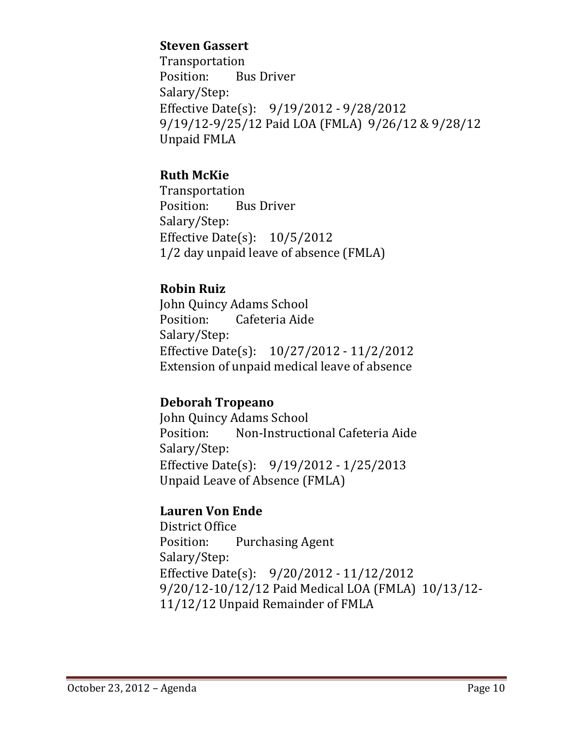**Steven Gassert**
Transportation
Position: Bus Driver
Salary/Step:
Effective Date(s): 9/19/2012 - 9/28/2012
9/19/12-9/25/12 Paid LOA (FMLA) 9/26/12 & 9/28/12 Unpaid FMLA

**Ruth McKie**
Transportation
Position: Bus Driver
Salary/Step:
Effective Date(s): 10/5/2012
1/2 day unpaid leave of absence (FMLA)

**Robin Ruiz**
John Quincy Adams School
Position: Cafeteria Aide
Salary/Step:
Effective Date(s): 10/27/2012 - 11/2/2012
Extension of unpaid medical leave of absence

**Deborah Tropeano**
John Quincy Adams School
Position: Non-Instructional Cafeteria Aide
Salary/Step:
Effective Date(s): 9/19/2012 - 1/25/2013
Unpaid Leave of Absence (FMLA)

**Lauren Von Ende**
District Office
Position: Purchasing Agent
Salary/Step:
Effective Date(s): 9/20/2012 - 11/12/2012
9/20/12-10/12/12 Paid Medical LOA (FMLA) 10/13/12-11/12/12 Unpaid Remainder of FMLA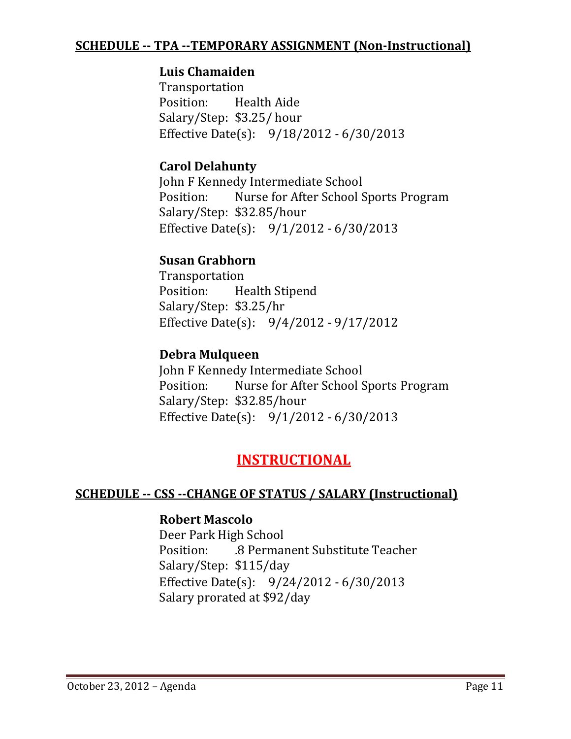## SCHEDULE -- TPA --TEMPORARY ASSIGNMENT (Non-Instructional)

**Luis Chamaiden**
Transportation
Position: Health Aide
Salary/Step: $3.25/ hour
Effective Date(s): 9/18/2012 - 6/30/2013

**Carol Delahunty**
John F Kennedy Intermediate School
Position: Nurse for After School Sports Program
Salary/Step: $32.85/hour
Effective Date(s): 9/1/2012 - 6/30/2013

**Susan Grabhorn**
Transportation
Position: Health Stipend
Salary/Step: $3.25/hr
Effective Date(s): 9/4/2012 - 9/17/2012

**Debra Mulqueen**
John F Kennedy Intermediate School
Position: Nurse for After School Sports Program
Salary/Step: $32.85/hour
Effective Date(s): 9/1/2012 - 6/30/2013

# INSTRUCTIONAL

## SCHEDULE -- CSS --CHANGE OF STATUS / SALARY (Instructional)

**Robert Mascolo**
Deer Park High School
Position: .8 Permanent Substitute Teacher
Salary/Step: $115/day
Effective Date(s): 9/24/2012 - 6/30/2013
Salary prorated at $92/day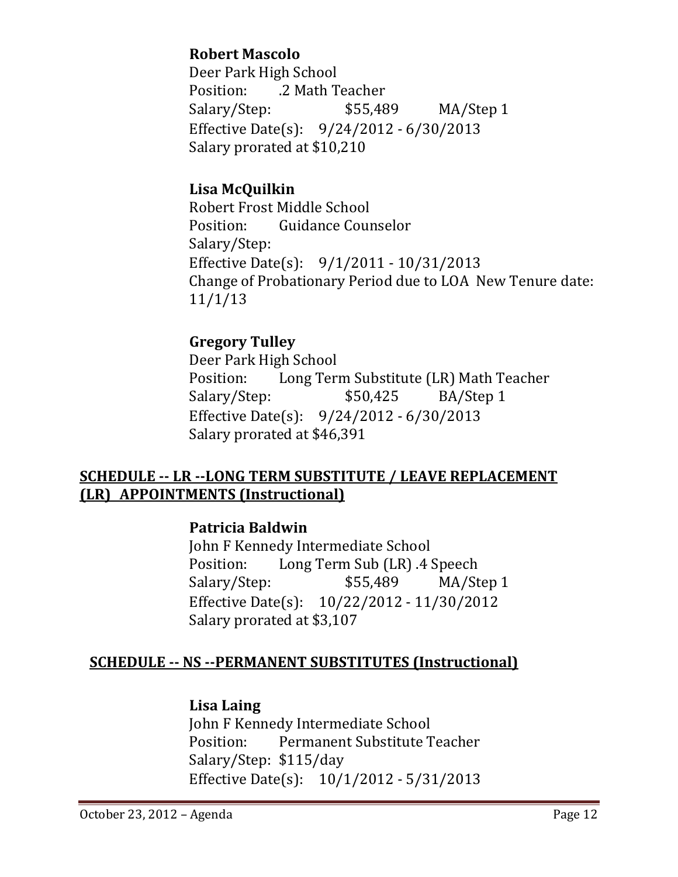**Robert Mascolo**
Deer Park High School
Position: .2 Math Teacher
Salary/Step: $55,489 MA/Step 1
Effective Date(s): 9/24/2012 - 6/30/2013
Salary prorated at $10,210

**Lisa McQuilkin**
Robert Frost Middle School
Position: Guidance Counselor
Salary/Step:
Effective Date(s): 9/1/2011 - 10/31/2013
Change of Probationary Period due to LOA New Tenure date: 11/1/13

**Gregory Tulley**
Deer Park High School
Position: Long Term Substitute (LR) Math Teacher
Salary/Step: $50,425 BA/Step 1
Effective Date(s): 9/24/2012 - 6/30/2013
Salary prorated at $46,391

## SCHEDULE -- LR --LONG TERM SUBSTITUTE / LEAVE REPLACEMENT (LR) APPOINTMENTS (Instructional)

**Patricia Baldwin**
John F Kennedy Intermediate School
Position: Long Term Sub (LR) .4 Speech
Salary/Step: $55,489 MA/Step 1
Effective Date(s): 10/22/2012 - 11/30/2012
Salary prorated at $3,107

## SCHEDULE -- NS --PERMANENT SUBSTITUTES (Instructional)

**Lisa Laing**
John F Kennedy Intermediate School
Position: Permanent Substitute Teacher
Salary/Step: $115/day
Effective Date(s): 10/1/2012 - 5/31/2013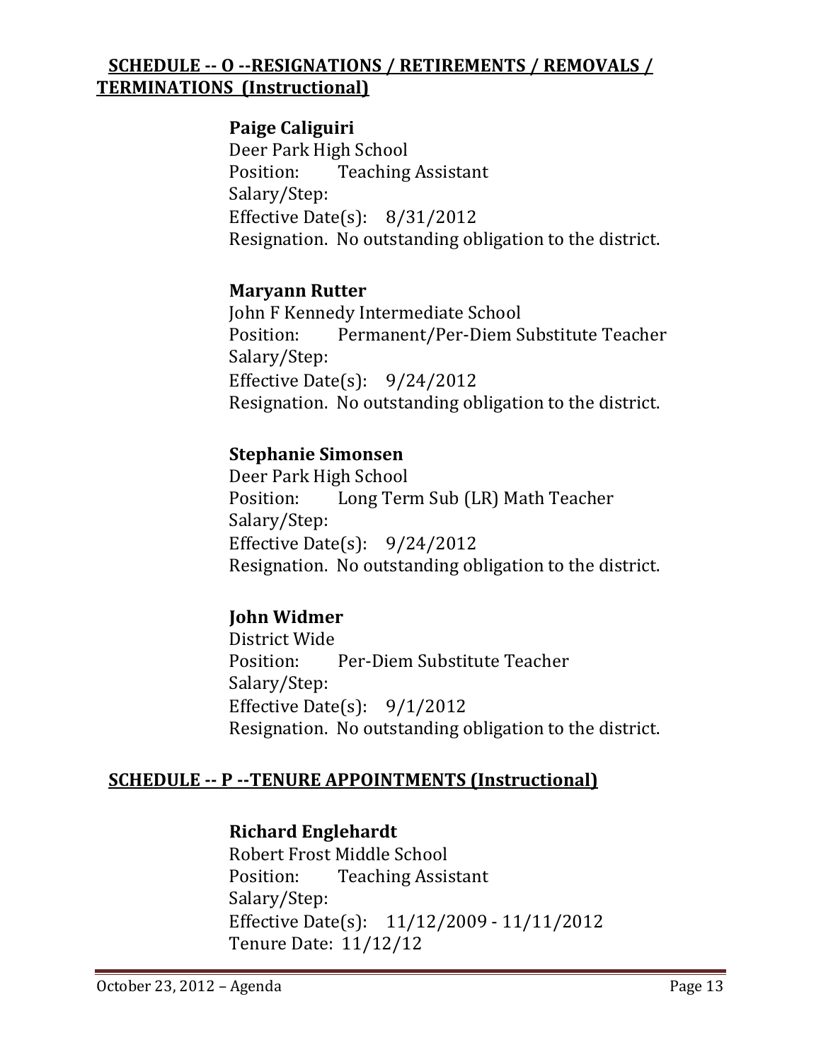## SCHEDULE -- O --RESIGNATIONS / RETIREMENTS / REMOVALS / TERMINATIONS (Instructional)

**Paige Caliguiri**
Deer Park High School
Position: Teaching Assistant
Salary/Step:
Effective Date(s): 8/31/2012
Resignation. No outstanding obligation to the district.

**Maryann Rutter**
John F Kennedy Intermediate School
Position: Permanent/Per-Diem Substitute Teacher
Salary/Step:
Effective Date(s): 9/24/2012
Resignation. No outstanding obligation to the district.

**Stephanie Simonsen**
Deer Park High School
Position: Long Term Sub (LR) Math Teacher
Salary/Step:
Effective Date(s): 9/24/2012
Resignation. No outstanding obligation to the district.

**John Widmer**
District Wide
Position: Per-Diem Substitute Teacher
Salary/Step:
Effective Date(s): 9/1/2012
Resignation. No outstanding obligation to the district.

## SCHEDULE -- P --TENURE APPOINTMENTS (Instructional)

**Richard Englehardt**
Robert Frost Middle School
Position: Teaching Assistant
Salary/Step:
Effective Date(s): 11/12/2009 - 11/11/2012
Tenure Date: 11/12/12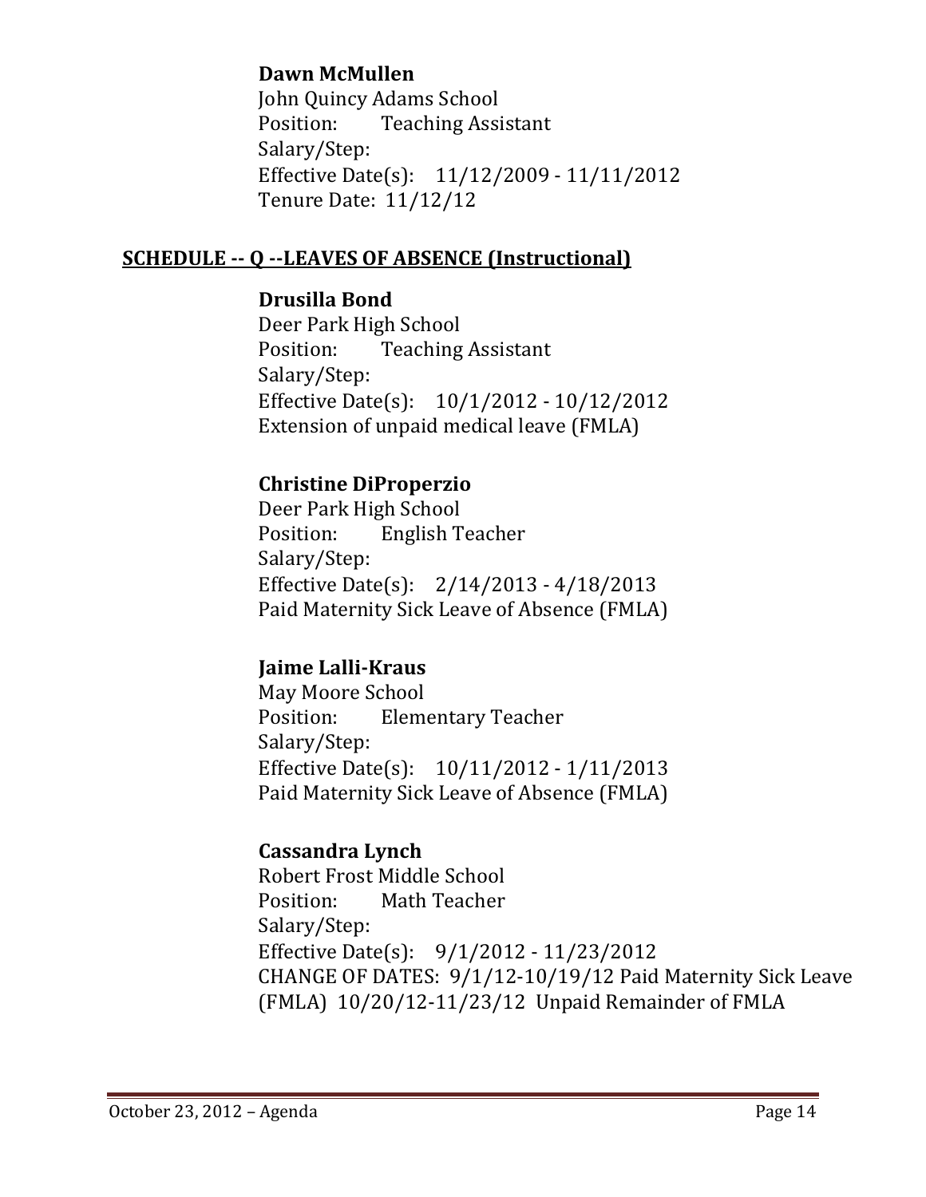**Dawn McMullen**
John Quincy Adams School
Position: Teaching Assistant
Salary/Step:
Effective Date(s): 11/12/2009 - 11/11/2012
Tenure Date: 11/12/12

## SCHEDULE -- Q --LEAVES OF ABSENCE (Instructional)

**Drusilla Bond**
Deer Park High School
Position: Teaching Assistant
Salary/Step:
Effective Date(s): 10/1/2012 - 10/12/2012
Extension of unpaid medical leave (FMLA)

**Christine DiProperzio**
Deer Park High School
Position: English Teacher
Salary/Step:
Effective Date(s): 2/14/2013 - 4/18/2013
Paid Maternity Sick Leave of Absence (FMLA)

**Jaime Lalli-Kraus**
May Moore School
Position: Elementary Teacher
Salary/Step:
Effective Date(s): 10/11/2012 - 1/11/2013
Paid Maternity Sick Leave of Absence (FMLA)

**Cassandra Lynch**
Robert Frost Middle School
Position: Math Teacher
Salary/Step:
Effective Date(s): 9/1/2012 - 11/23/2012
CHANGE OF DATES: 9/1/12-10/19/12 Paid Maternity Sick Leave (FMLA) 10/20/12-11/23/12 Unpaid Remainder of FMLA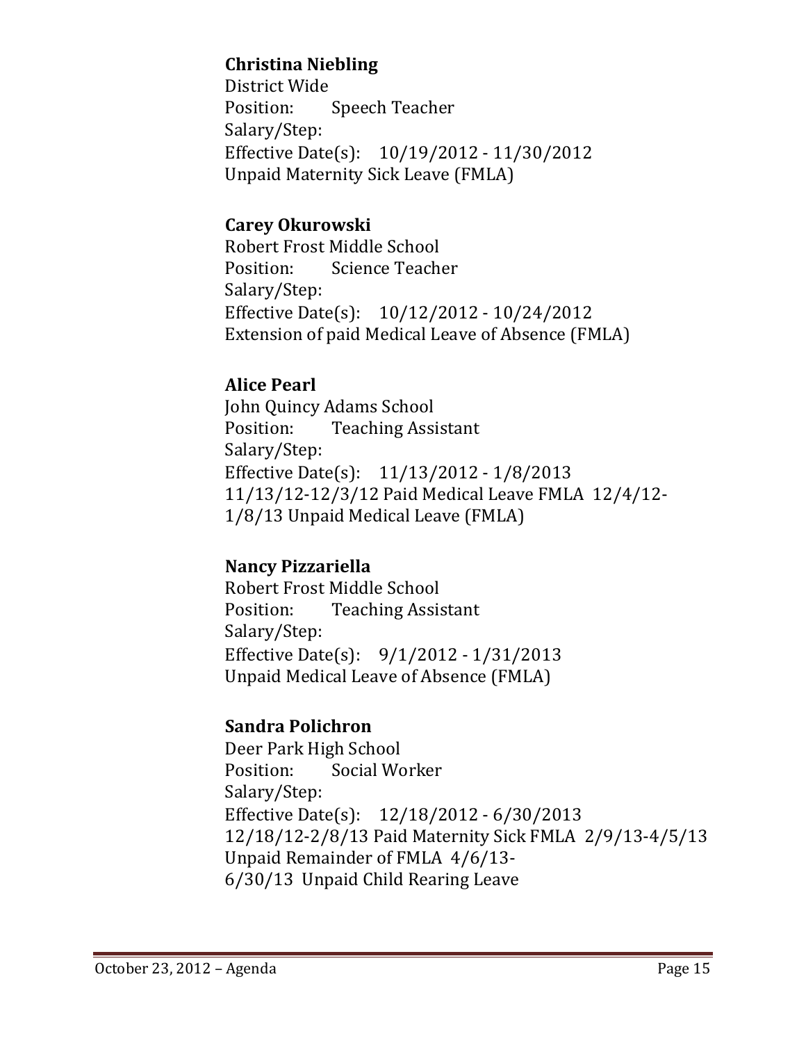**Christina Niebling**
District Wide
Position: Speech Teacher
Salary/Step:
Effective Date(s): 10/19/2012 - 11/30/2012
Unpaid Maternity Sick Leave (FMLA)

**Carey Okurowski**
Robert Frost Middle School
Position: Science Teacher
Salary/Step:
Effective Date(s): 10/12/2012 - 10/24/2012
Extension of paid Medical Leave of Absence (FMLA)

**Alice Pearl**
John Quincy Adams School
Position: Teaching Assistant
Salary/Step:
Effective Date(s): 11/13/2012 - 1/8/2013
11/13/12-12/3/12 Paid Medical Leave FMLA 12/4/12-1/8/13 Unpaid Medical Leave (FMLA)

**Nancy Pizzariella**
Robert Frost Middle School
Position: Teaching Assistant
Salary/Step:
Effective Date(s): 9/1/2012 - 1/31/2013
Unpaid Medical Leave of Absence (FMLA)

**Sandra Polichron**
Deer Park High School
Position: Social Worker
Salary/Step:
Effective Date(s): 12/18/2012 - 6/30/2013
12/18/12-2/8/13 Paid Maternity Sick FMLA 2/9/13-4/5/13 Unpaid Remainder of FMLA 4/6/13-6/30/13 Unpaid Child Rearing Leave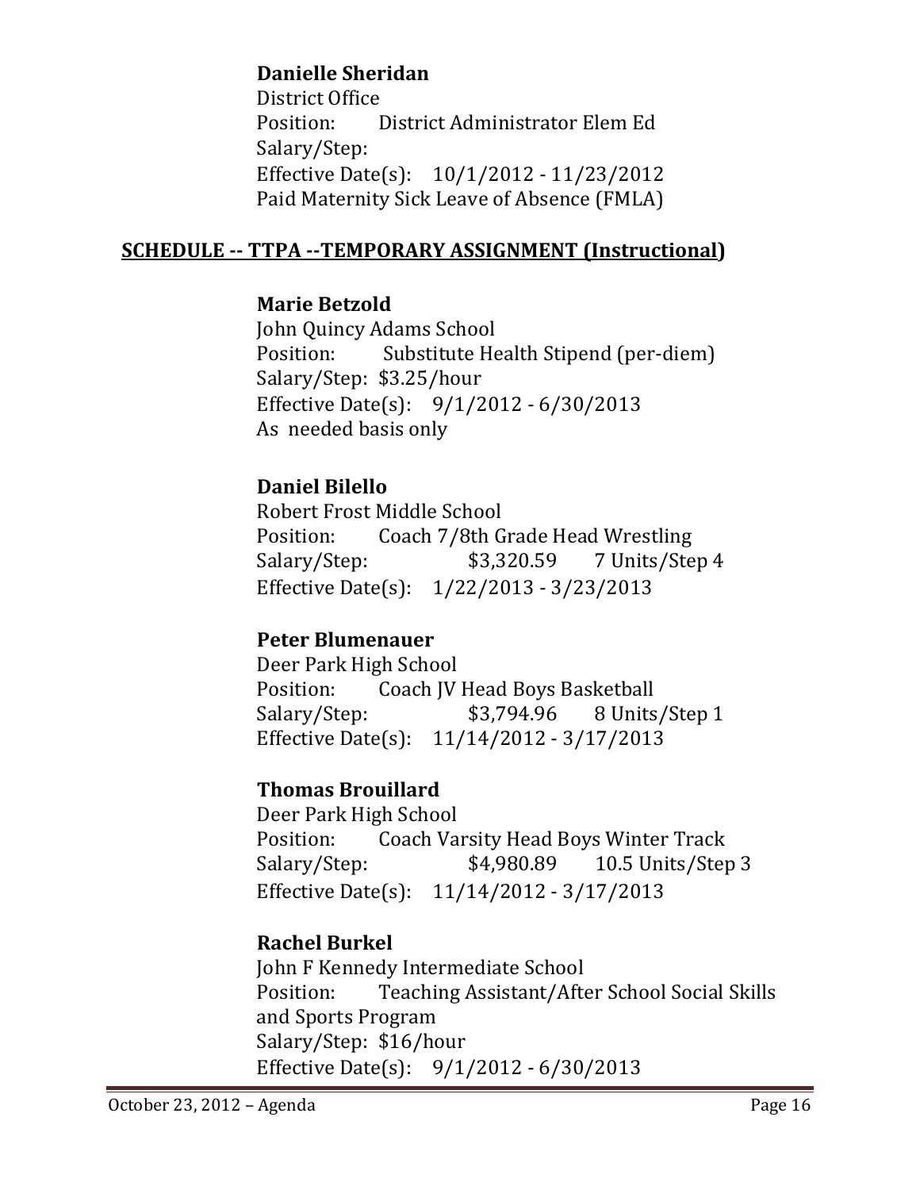**Danielle Sheridan**
District Office
Position: District Administrator Elem Ed
Salary/Step:
Effective Date(s): 10/1/2012 - 11/23/2012
Paid Maternity Sick Leave of Absence (FMLA)

## SCHEDULE -- TTPA --TEMPORARY ASSIGNMENT (Instructional)

**Marie Betzold**
John Quincy Adams School
Position: Substitute Health Stipend (per-diem)
Salary/Step: $3.25/hour
Effective Date(s): 9/1/2012 - 6/30/2013
As needed basis only

**Daniel Bilello**
Robert Frost Middle School
Position: Coach 7/8th Grade Head Wrestling
Salary/Step: $3,320.59 7 Units/Step 4
Effective Date(s): 1/22/2013 - 3/23/2013

**Peter Blumenauer**
Deer Park High School
Position: Coach JV Head Boys Basketball
Salary/Step: $3,794.96 8 Units/Step 1
Effective Date(s): 11/14/2012 - 3/17/2013

**Thomas Brouillard**
Deer Park High School
Position: Coach Varsity Head Boys Winter Track
Salary/Step: $4,980.89 10.5 Units/Step 3
Effective Date(s): 11/14/2012 - 3/17/2013

**Rachel Burkel**
John F Kennedy Intermediate School
Position: Teaching Assistant/After School Social Skills and Sports Program
Salary/Step: $16/hour
Effective Date(s): 9/1/2012 - 6/30/2013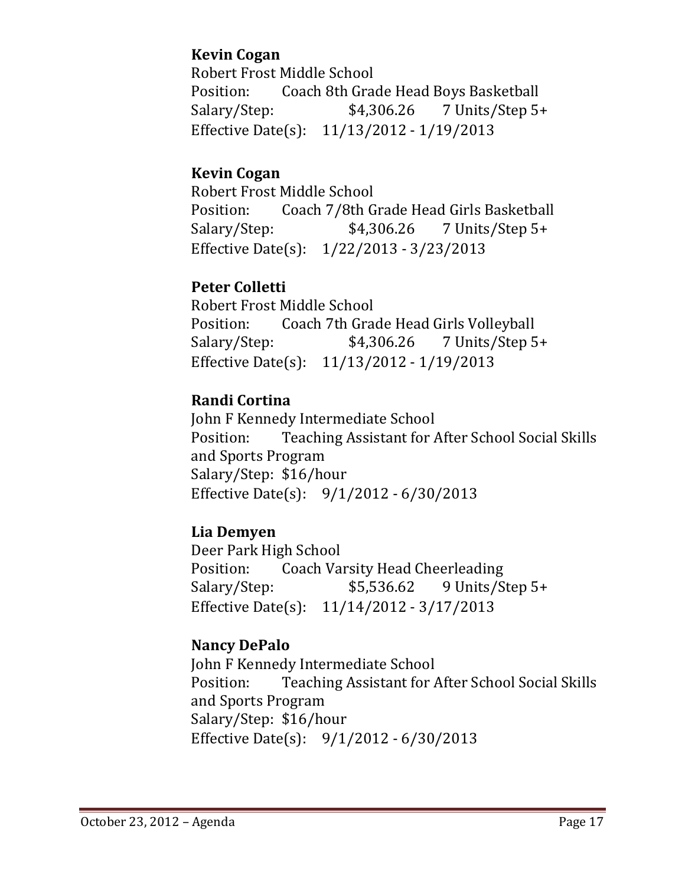**Kevin Cogan**

Robert Frost Middle School
Position: Coach 8th Grade Head Boys Basketball
Salary/Step: $4,306.26 7 Units/Step 5+
Effective Date(s): 11/13/2012 - 1/19/2013

**Kevin Cogan**

Robert Frost Middle School
Position: Coach 7/8th Grade Head Girls Basketball
Salary/Step: $4,306.26 7 Units/Step 5+
Effective Date(s): 1/22/2013 - 3/23/2013

**Peter Colletti**

Robert Frost Middle School
Position: Coach 7th Grade Head Girls Volleyball
Salary/Step: $4,306.26 7 Units/Step 5+
Effective Date(s): 11/13/2012 - 1/19/2013

**Randi Cortina**

John F Kennedy Intermediate School
Position: Teaching Assistant for After School Social Skills and Sports Program
Salary/Step: $16/hour
Effective Date(s): 9/1/2012 - 6/30/2013

**Lia Demyen**

Deer Park High School
Position: Coach Varsity Head Cheerleading
Salary/Step: $5,536.62 9 Units/Step 5+
Effective Date(s): 11/14/2012 - 3/17/2013

**Nancy DePalo**

John F Kennedy Intermediate School
Position: Teaching Assistant for After School Social Skills and Sports Program
Salary/Step: $16/hour
Effective Date(s): 9/1/2012 - 6/30/2013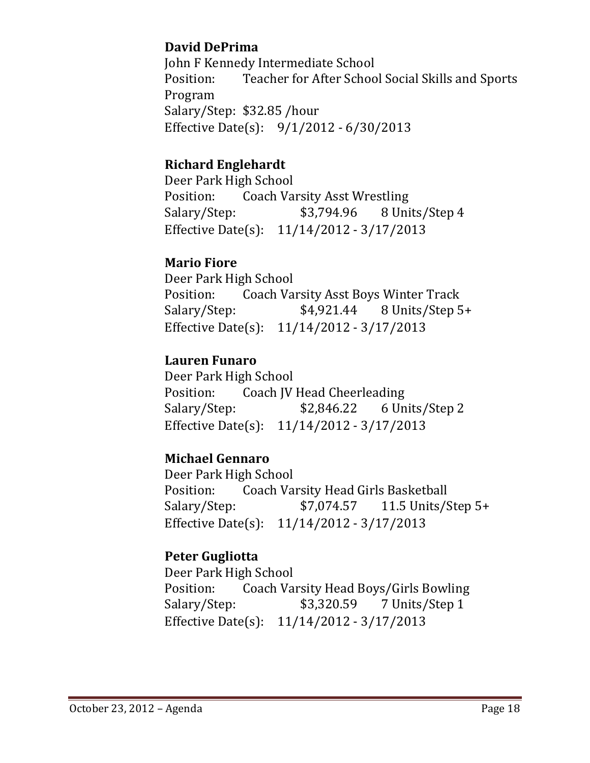**David DePrima**
John F Kennedy Intermediate School
Position: Teacher for After School Social Skills and Sports Program
Salary/Step: $32.85 /hour
Effective Date(s): 9/1/2012 - 6/30/2013

**Richard Englehardt**
Deer Park High School
Position: Coach Varsity Asst Wrestling
Salary/Step: $3,794.96 8 Units/Step 4
Effective Date(s): 11/14/2012 - 3/17/2013

**Mario Fiore**
Deer Park High School
Position: Coach Varsity Asst Boys Winter Track
Salary/Step: $4,921.44 8 Units/Step 5+
Effective Date(s): 11/14/2012 - 3/17/2013

**Lauren Funaro**
Deer Park High School
Position: Coach JV Head Cheerleading
Salary/Step: $2,846.22 6 Units/Step 2
Effective Date(s): 11/14/2012 - 3/17/2013

**Michael Gennaro**
Deer Park High School
Position: Coach Varsity Head Girls Basketball
Salary/Step: $7,074.57 11.5 Units/Step 5+
Effective Date(s): 11/14/2012 - 3/17/2013

**Peter Gugliotta**
Deer Park High School
Position: Coach Varsity Head Boys/Girls Bowling
Salary/Step: $3,320.59 7 Units/Step 1
Effective Date(s): 11/14/2012 - 3/17/2013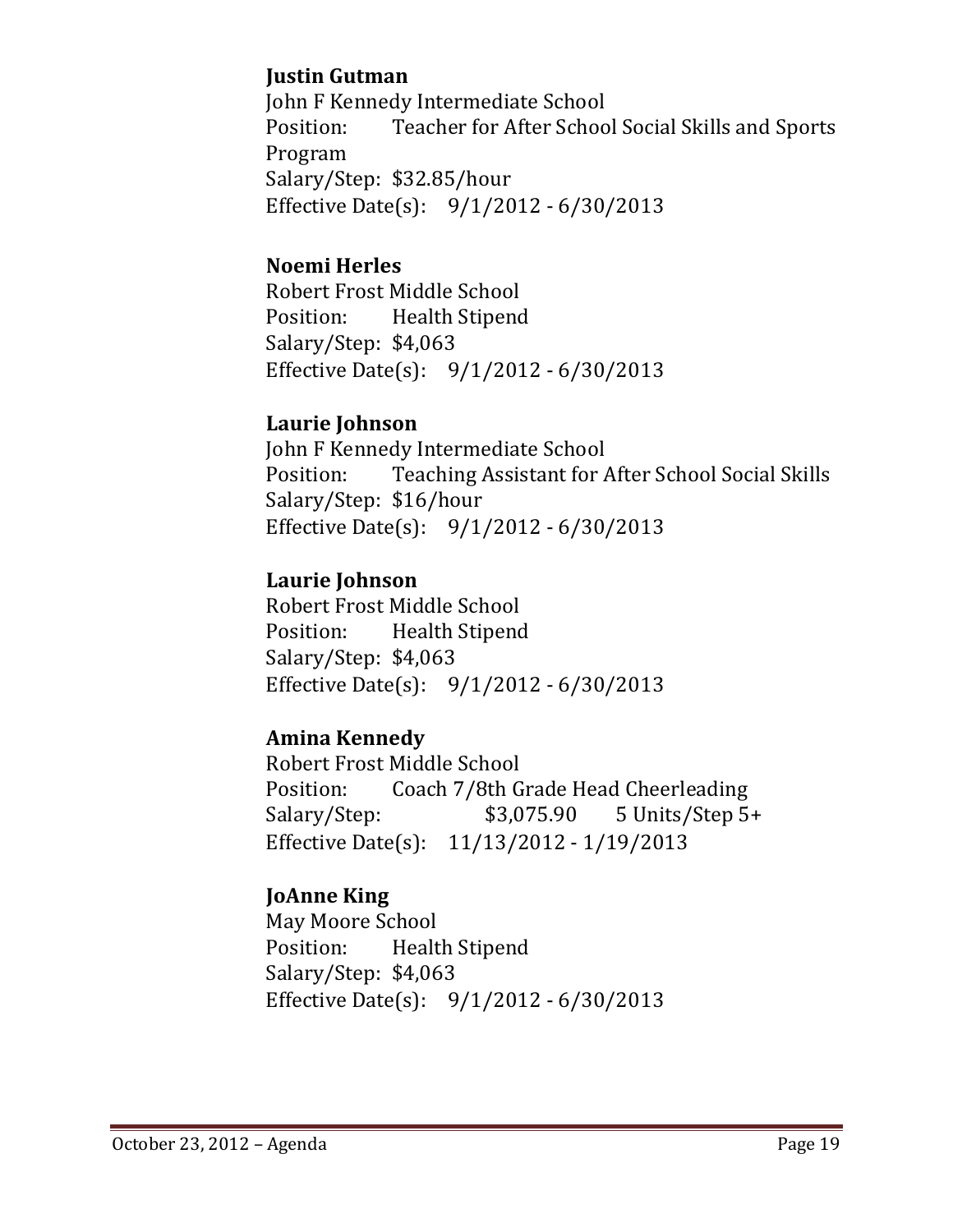**Justin Gutman**
John F Kennedy Intermediate School
Position: Teacher for After School Social Skills and Sports Program
Salary/Step: $32.85/hour
Effective Date(s): 9/1/2012 - 6/30/2013

**Noemi Herles**
Robert Frost Middle School
Position: Health Stipend
Salary/Step: $4,063
Effective Date(s): 9/1/2012 - 6/30/2013

**Laurie Johnson**
John F Kennedy Intermediate School
Position: Teaching Assistant for After School Social Skills
Salary/Step: $16/hour
Effective Date(s): 9/1/2012 - 6/30/2013

**Laurie Johnson**
Robert Frost Middle School
Position: Health Stipend
Salary/Step: $4,063
Effective Date(s): 9/1/2012 - 6/30/2013

**Amina Kennedy**
Robert Frost Middle School
Position: Coach 7/8th Grade Head Cheerleading
Salary/Step: $3,075.90 5 Units/Step 5+
Effective Date(s): 11/13/2012 - 1/19/2013

**JoAnne King**
May Moore School
Position: Health Stipend
Salary/Step: $4,063
Effective Date(s): 9/1/2012 - 6/30/2013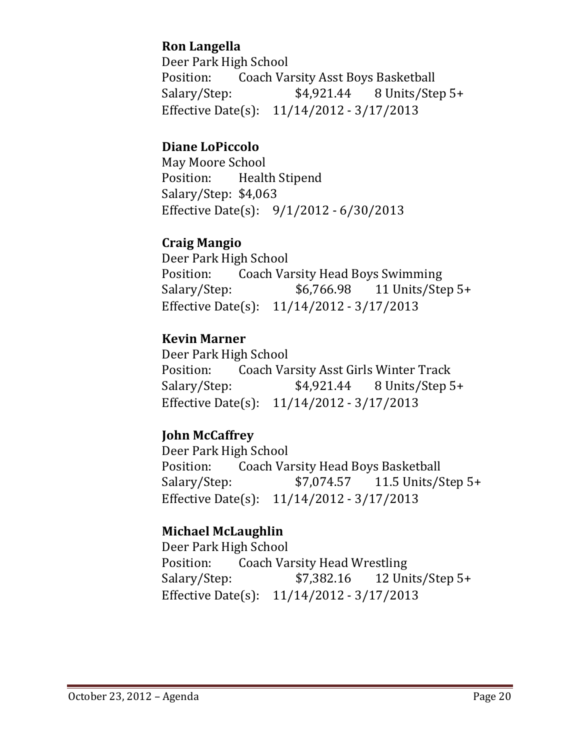**Ron Langella**

Deer Park High School

Position: Coach Varsity Asst Boys Basketball

Salary/Step: $4,921.44 8 Units/Step 5+

Effective Date(s): 11/14/2012 - 3/17/2013

**Diane LoPiccolo**

May Moore School

Position: Health Stipend

Salary/Step: $4,063

Effective Date(s): 9/1/2012 - 6/30/2013

**Craig Mangio**

Deer Park High School

Position: Coach Varsity Head Boys Swimming

Salary/Step: $6,766.98 11 Units/Step 5+

Effective Date(s): 11/14/2012 - 3/17/2013

**Kevin Marner**

Deer Park High School

Position: Coach Varsity Asst Girls Winter Track

Salary/Step: $4,921.44 8 Units/Step 5+

Effective Date(s): 11/14/2012 - 3/17/2013

**John McCaffrey**

Deer Park High School

Position: Coach Varsity Head Boys Basketball

Salary/Step: $7,074.57 11.5 Units/Step 5+

Effective Date(s): 11/14/2012 - 3/17/2013

**Michael McLaughlin**

Deer Park High School

Position: Coach Varsity Head Wrestling

Salary/Step: $7,382.16 12 Units/Step 5+

Effective Date(s): 11/14/2012 - 3/17/2013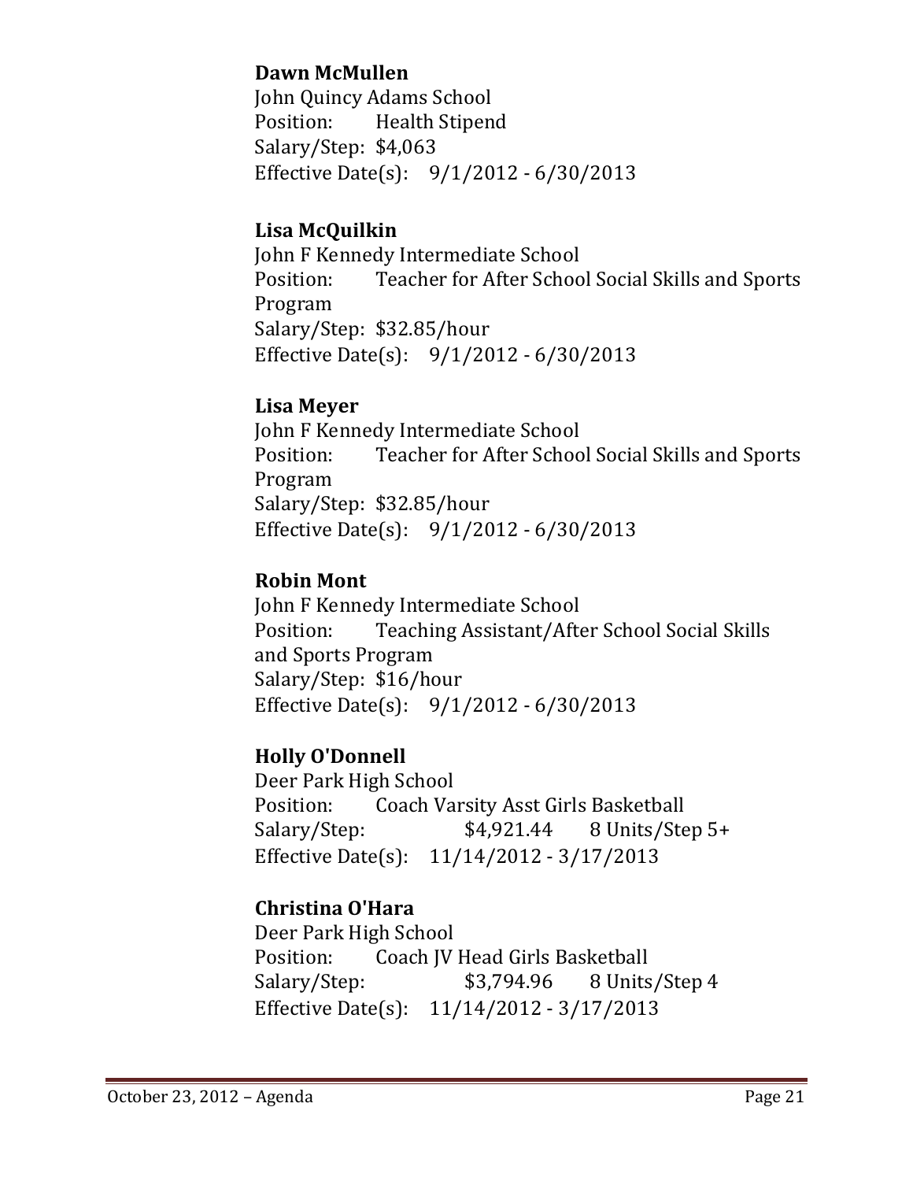**Dawn McMullen**
John Quincy Adams School
Position: Health Stipend
Salary/Step: $4,063
Effective Date(s): 9/1/2012 - 6/30/2013

**Lisa McQuilkin**
John F Kennedy Intermediate School
Position: Teacher for After School Social Skills and Sports Program
Salary/Step: $32.85/hour
Effective Date(s): 9/1/2012 - 6/30/2013

**Lisa Meyer**
John F Kennedy Intermediate School
Position: Teacher for After School Social Skills and Sports Program
Salary/Step: $32.85/hour
Effective Date(s): 9/1/2012 - 6/30/2013

**Robin Mont**
John F Kennedy Intermediate School
Position: Teaching Assistant/After School Social Skills and Sports Program
Salary/Step: $16/hour
Effective Date(s): 9/1/2012 - 6/30/2013

**Holly O'Donnell**
Deer Park High School
Position: Coach Varsity Asst Girls Basketball
Salary/Step: $4,921.44 8 Units/Step 5+
Effective Date(s): 11/14/2012 - 3/17/2013

**Christina O'Hara**
Deer Park High School
Position: Coach JV Head Girls Basketball
Salary/Step: $3,794.96 8 Units/Step 4
Effective Date(s): 11/14/2012 - 3/17/2013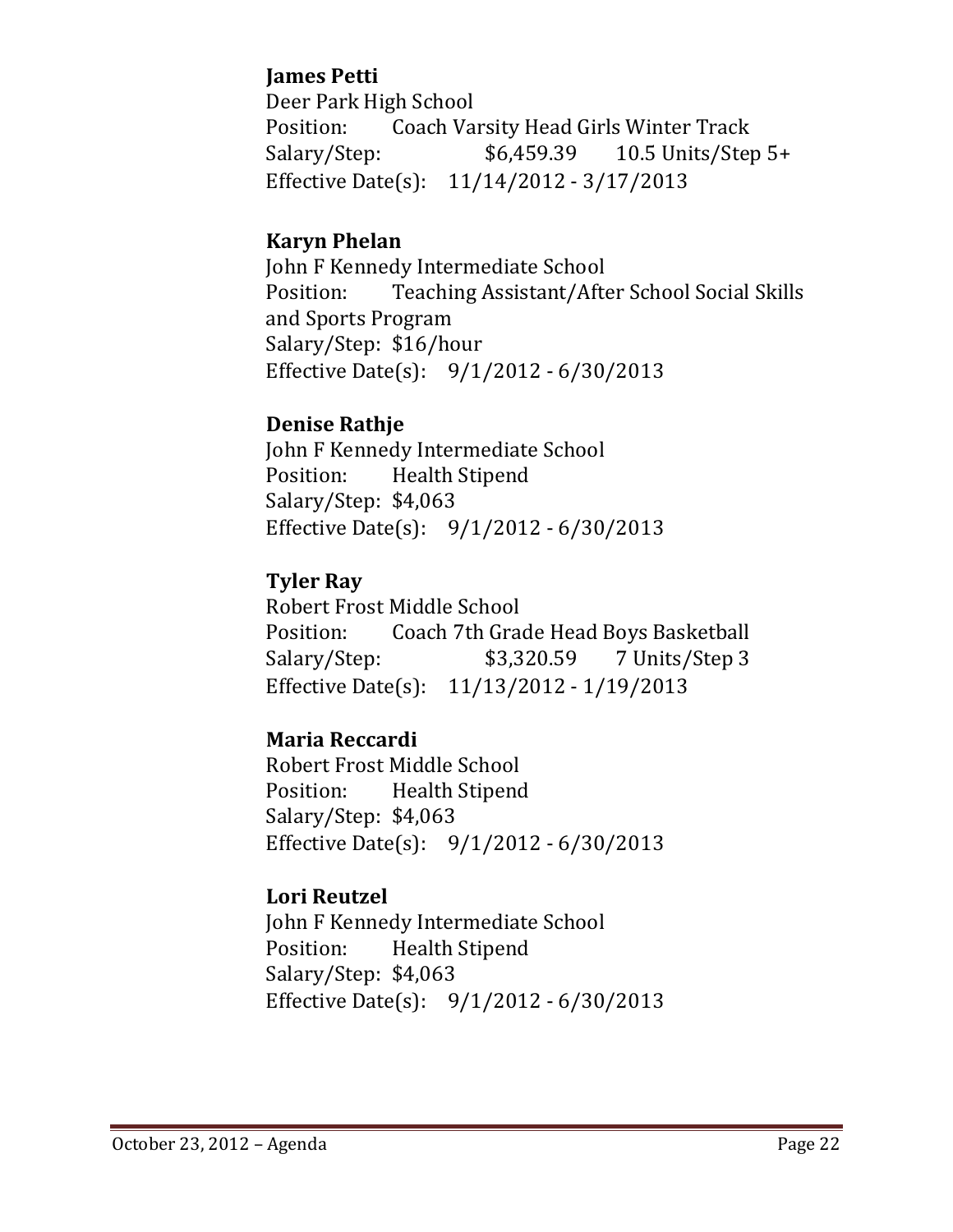**James Petti**
Deer Park High School
Position: Coach Varsity Head Girls Winter Track
Salary/Step: $6,459.39 10.5 Units/Step 5+
Effective Date(s): 11/14/2012 - 3/17/2013

**Karyn Phelan**
John F Kennedy Intermediate School
Position: Teaching Assistant/After School Social Skills and Sports Program
Salary/Step: $16/hour
Effective Date(s): 9/1/2012 - 6/30/2013

**Denise Rathje**
John F Kennedy Intermediate School
Position: Health Stipend
Salary/Step: $4,063
Effective Date(s): 9/1/2012 - 6/30/2013

**Tyler Ray**
Robert Frost Middle School
Position: Coach 7th Grade Head Boys Basketball
Salary/Step: $3,320.59 7 Units/Step 3
Effective Date(s): 11/13/2012 - 1/19/2013

**Maria Reccardi**
Robert Frost Middle School
Position: Health Stipend
Salary/Step: $4,063
Effective Date(s): 9/1/2012 - 6/30/2013

**Lori Reutzel**
John F Kennedy Intermediate School
Position: Health Stipend
Salary/Step: $4,063
Effective Date(s): 9/1/2012 - 6/30/2013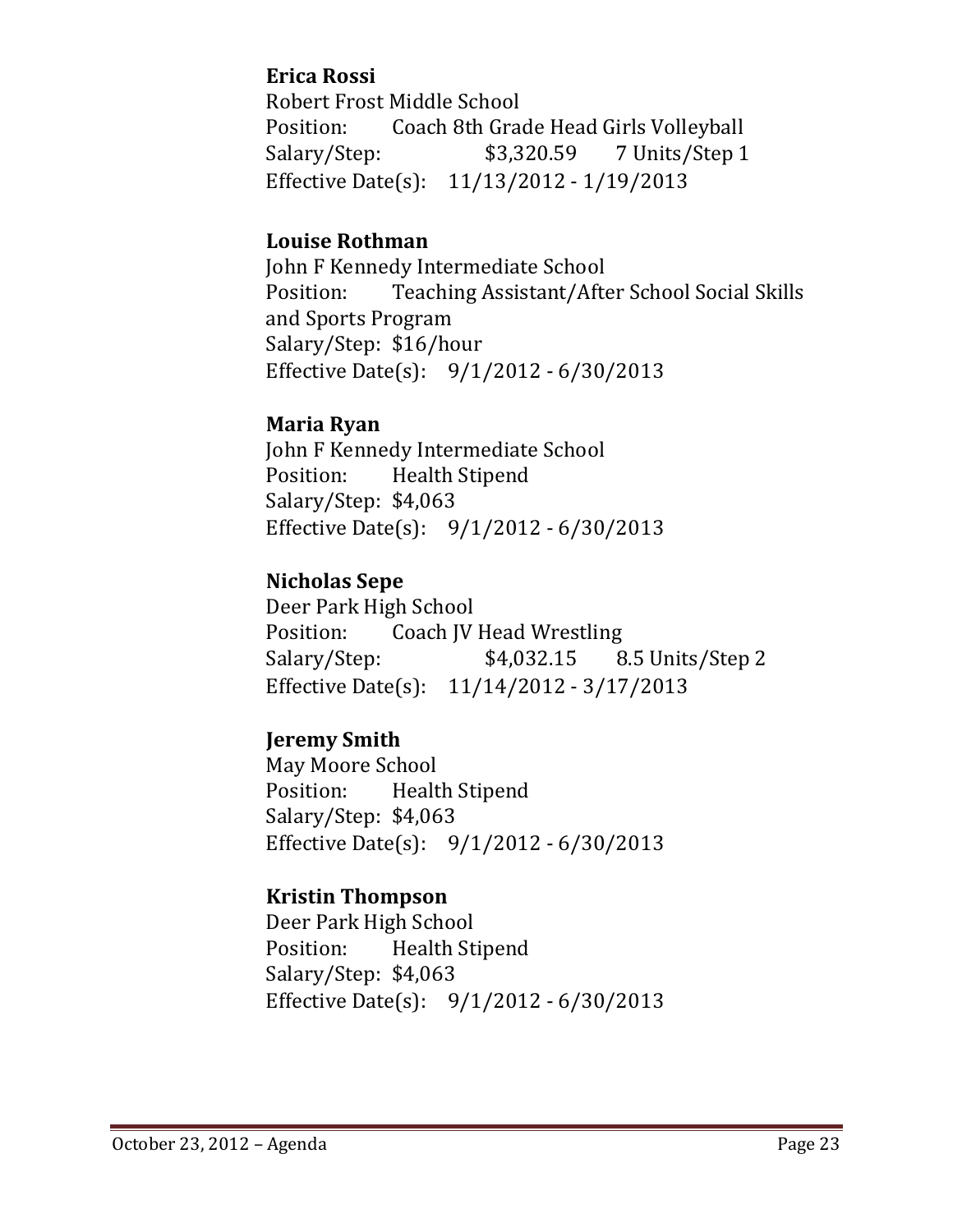**Erica Rossi**
Robert Frost Middle School
Position: Coach 8th Grade Head Girls Volleyball
Salary/Step: $3,320.59 7 Units/Step 1
Effective Date(s): 11/13/2012 - 1/19/2013

**Louise Rothman**
John F Kennedy Intermediate School
Position: Teaching Assistant/After School Social Skills and Sports Program
Salary/Step: $16/hour
Effective Date(s): 9/1/2012 - 6/30/2013

**Maria Ryan**
John F Kennedy Intermediate School
Position: Health Stipend
Salary/Step: $4,063
Effective Date(s): 9/1/2012 - 6/30/2013

**Nicholas Sepe**
Deer Park High School
Position: Coach JV Head Wrestling
Salary/Step: $4,032.15 8.5 Units/Step 2
Effective Date(s): 11/14/2012 - 3/17/2013

**Jeremy Smith**
May Moore School
Position: Health Stipend
Salary/Step: $4,063
Effective Date(s): 9/1/2012 - 6/30/2013

**Kristin Thompson**
Deer Park High School
Position: Health Stipend
Salary/Step: $4,063
Effective Date(s): 9/1/2012 - 6/30/2013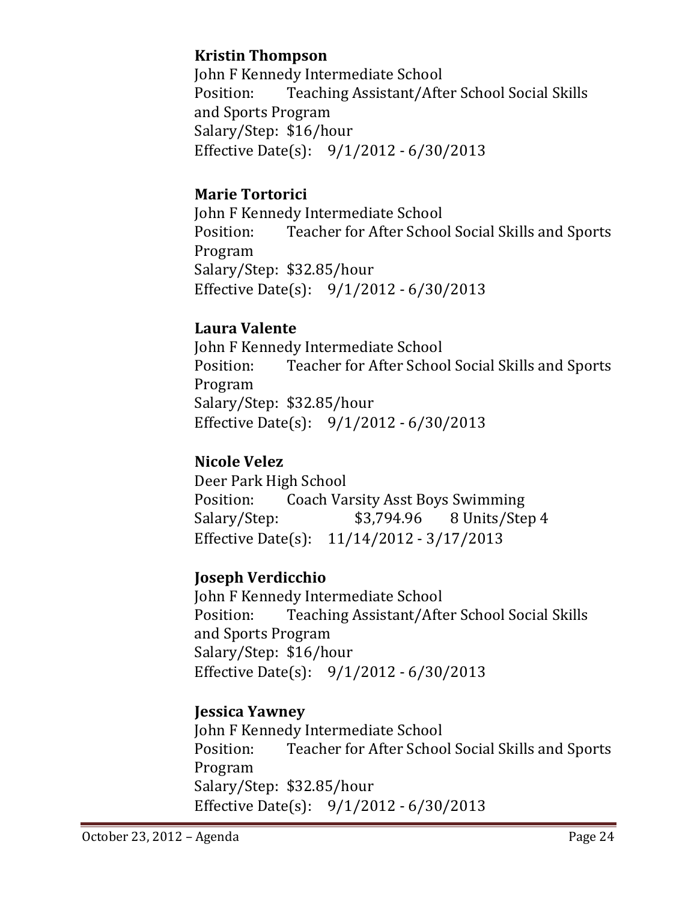**Kristin Thompson**
John F Kennedy Intermediate School
Position: Teaching Assistant/After School Social Skills and Sports Program
Salary/Step: $16/hour
Effective Date(s): 9/1/2012 - 6/30/2013

**Marie Tortorici**
John F Kennedy Intermediate School
Position: Teacher for After School Social Skills and Sports Program
Salary/Step: $32.85/hour
Effective Date(s): 9/1/2012 - 6/30/2013

**Laura Valente**
John F Kennedy Intermediate School
Position: Teacher for After School Social Skills and Sports Program
Salary/Step: $32.85/hour
Effective Date(s): 9/1/2012 - 6/30/2013

**Nicole Velez**
Deer Park High School
Position: Coach Varsity Asst Boys Swimming
Salary/Step: $3,794.96 8 Units/Step 4
Effective Date(s): 11/14/2012 - 3/17/2013

**Joseph Verdicchio**
John F Kennedy Intermediate School
Position: Teaching Assistant/After School Social Skills and Sports Program
Salary/Step: $16/hour
Effective Date(s): 9/1/2012 - 6/30/2013

**Jessica Yawney**
John F Kennedy Intermediate School
Position: Teacher for After School Social Skills and Sports Program
Salary/Step: $32.85/hour
Effective Date(s): 9/1/2012 - 6/30/2013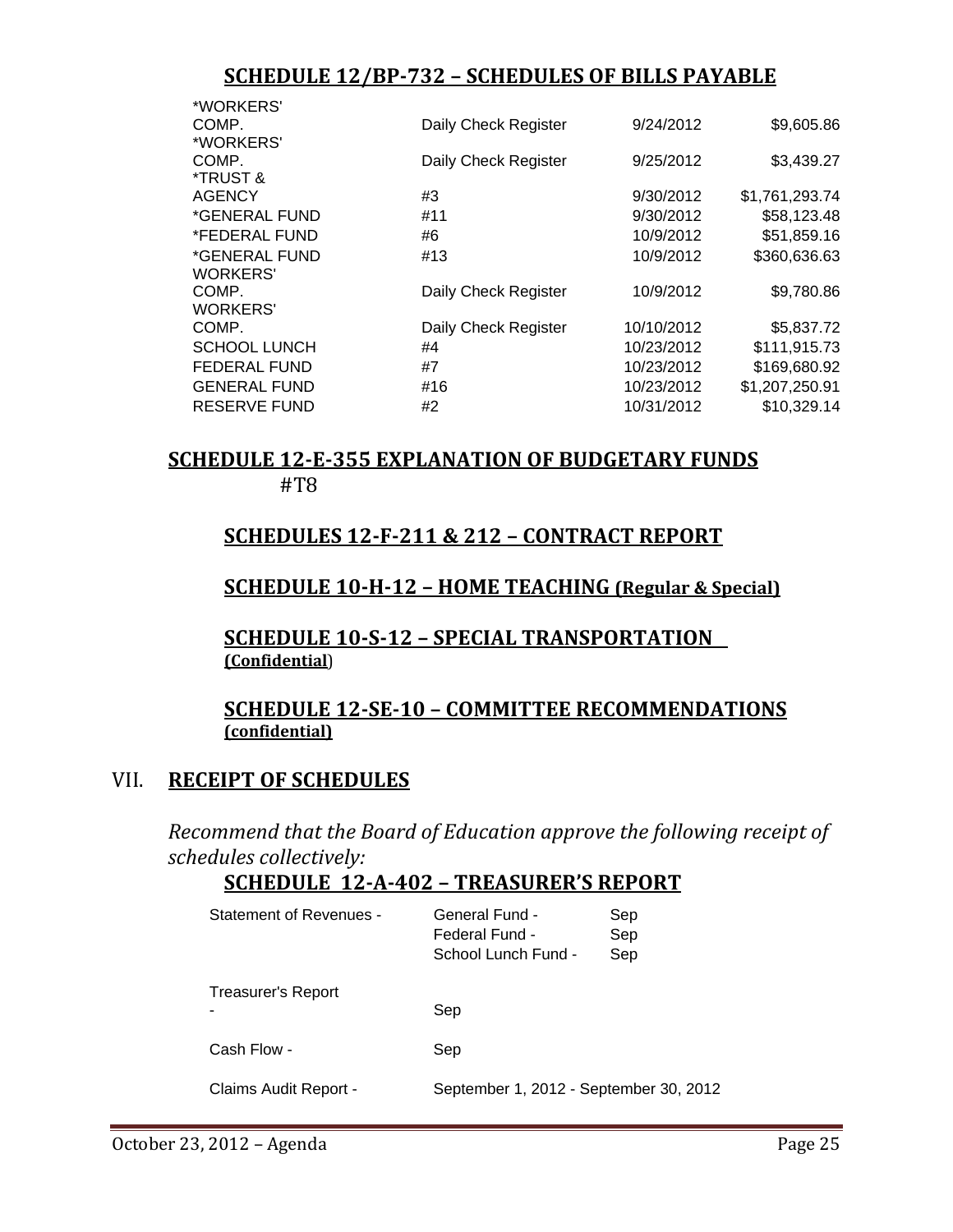## SCHEDULE 12/BP-732 – SCHEDULES OF BILLS PAYABLE

| | | | |
|---|---|---|---|
| *WORKERS' COMP. | Daily Check Register | 9/24/2012 | $9,605.86 |
| *WORKERS' COMP. | Daily Check Register | 9/25/2012 | $3,439.27 |
| *TRUST & AGENCY | #3 | 9/30/2012 | $1,761,293.74 |
| *GENERAL FUND | #11 | 9/30/2012 | $58,123.48 |
| *FEDERAL FUND | #6 | 10/9/2012 | $51,859.16 |
| *GENERAL FUND | #13 | 10/9/2012 | $360,636.63 |
| WORKERS' COMP. | Daily Check Register | 10/9/2012 | $9,780.86 |
| WORKERS' COMP. | Daily Check Register | 10/10/2012 | $5,837.72 |
| SCHOOL LUNCH | #4 | 10/23/2012 | $111,915.73 |
| FEDERAL FUND | #7 | 10/23/2012 | $169,680.92 |
| GENERAL FUND | #16 | 10/23/2012 | $1,207,250.91 |
| RESERVE FUND | #2 | 10/31/2012 | $10,329.14 |

## SCHEDULE 12-E-355 EXPLANATION OF BUDGETARY FUNDS

#T8

## SCHEDULES 12-F-211 & 212 – CONTRACT REPORT

## SCHEDULE 10-H-12 – HOME TEACHING (Regular & Special)

## SCHEDULE 10-S-12 – SPECIAL TRANSPORTATION (Confidential)

## SCHEDULE 12-SE-10 – COMMITTEE RECOMMENDATIONS (confidential)

# VII. RECEIPT OF SCHEDULES

*Recommend that the Board of Education approve the following receipt of schedules collectively:*

## SCHEDULE 12-A-402 – TREASURER'S REPORT

| | | |
|---|---|---|
| Statement of Revenues - | General Fund - | Sep |
| | Federal Fund - | Sep |
| | School Lunch Fund - | Sep |
| Treasurer's Report - | Sep | |
| Cash Flow - | Sep | |
| Claims Audit Report - | September 1, 2012 - September 30, 2012 | |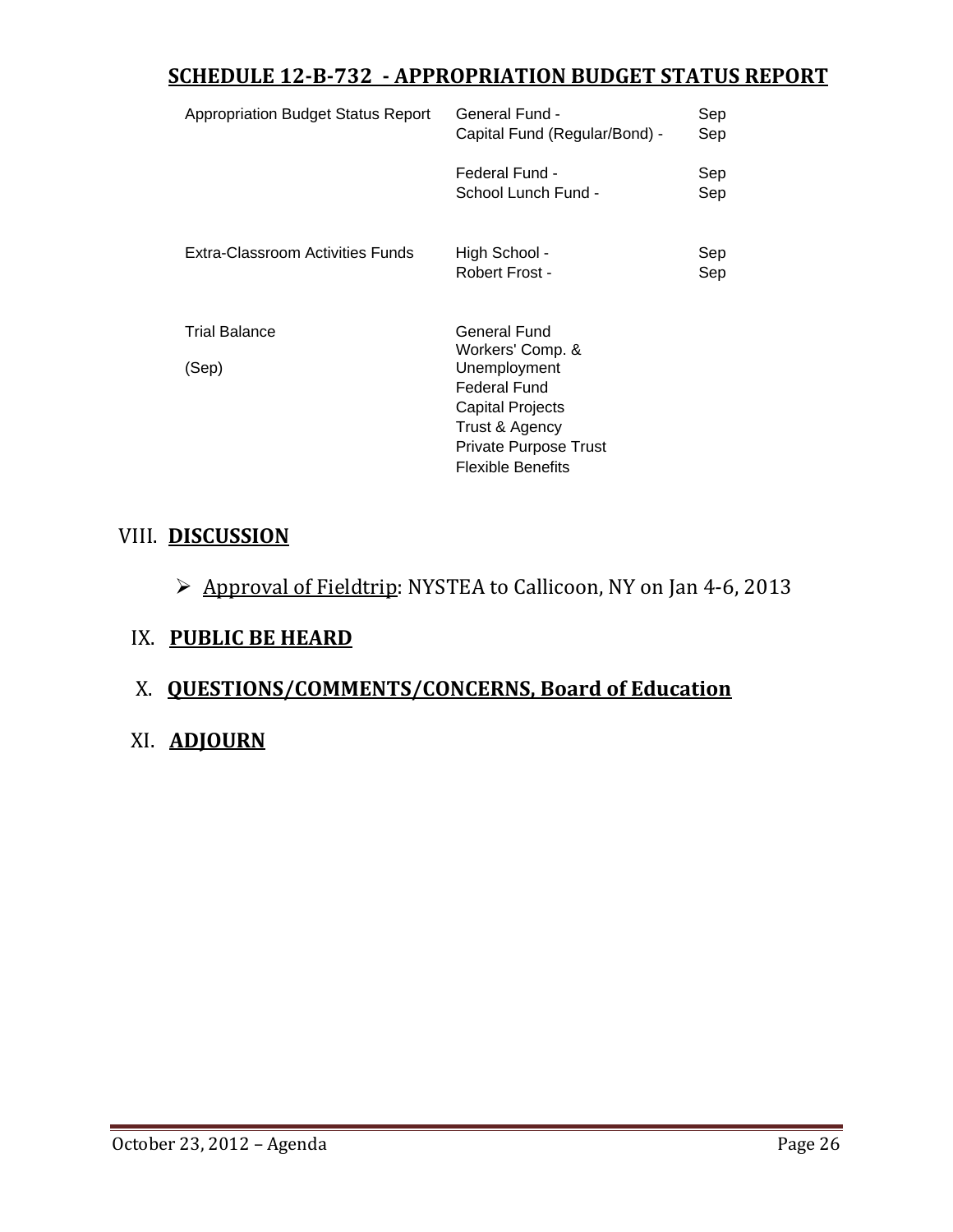## SCHEDULE 12-B-732 - APPROPRIATION BUDGET STATUS REPORT

| | | |
|---|---|---|
| Appropriation Budget Status Report | General Fund - | Sep |
| | Capital Fund (Regular/Bond) - | Sep |
| | Federal Fund - | Sep |
| | School Lunch Fund - | Sep |
| Extra-Classroom Activities Funds | High School - | Sep |
| | Robert Frost - | Sep |
| Trial Balance | General Fund | |
| (Sep) | Workers' Comp. & Unemployment | |
| | Federal Fund | |
| | Capital Projects | |
| | Trust & Agency | |
| | Private Purpose Trust | |
| | Flexible Benefits | |

## VIII. DISCUSSION

- Approval of Fieldtrip: NYSTEA to Callicoon, NY on Jan 4-6, 2013

## IX. PUBLIC BE HEARD

## X. QUESTIONS/COMMENTS/CONCERNS, Board of Education

## XI. ADJOURN